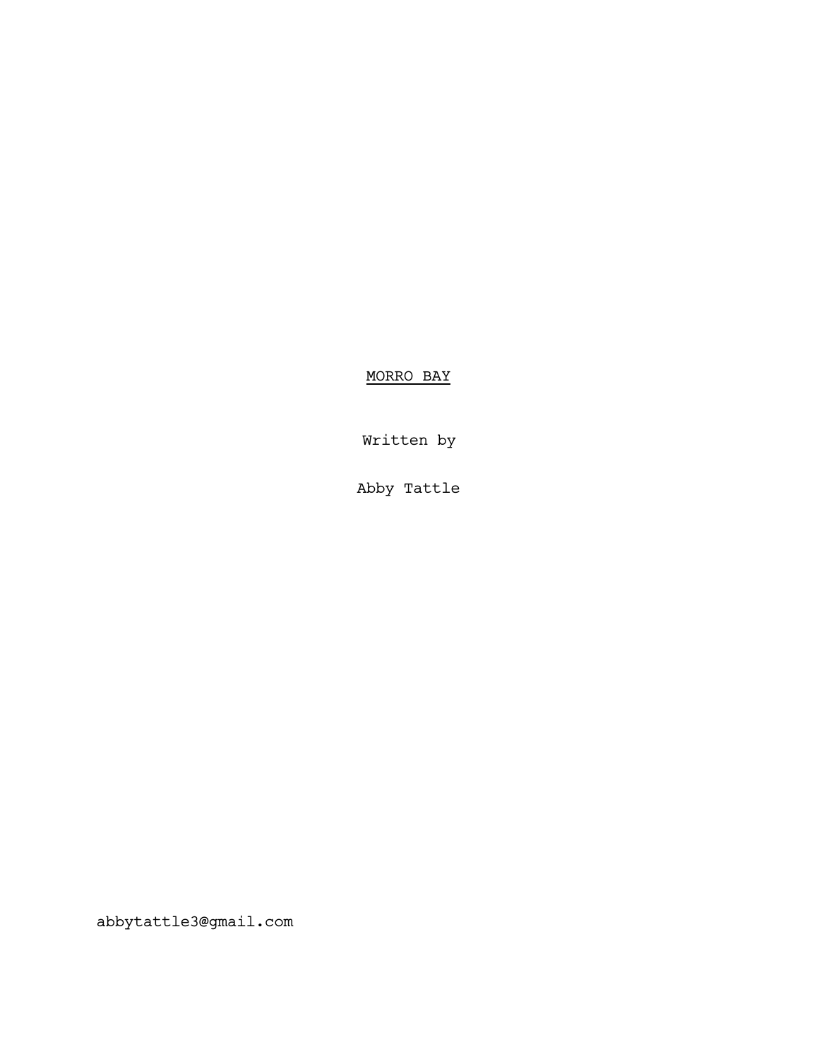<u>MORRO BAY</u>

Written by

Abby Tattle

abbytattle3@gmail.com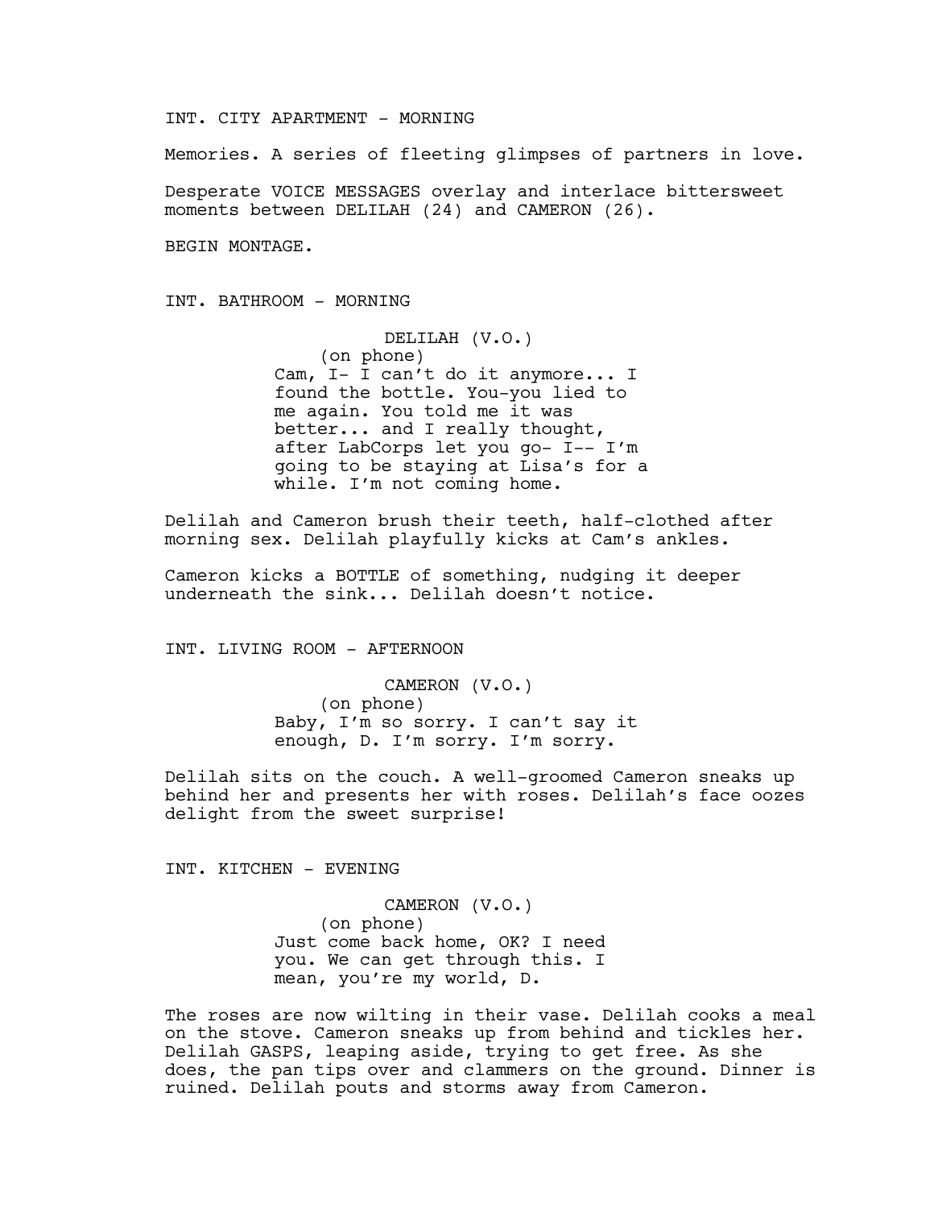INT. CITY APARTMENT - MORNING

Memories. A series of fleeting glimpses of partners in love.

Desperate VOICE MESSAGES overlay and interlace bittersweet moments between DELILAH (24) and CAMERON (26).

BEGIN MONTAGE.

INT. BATHROOM - MORNING

DELILAH (V.O.)
(on phone)
Cam, I- I can't do it anymore... I found the bottle. You-you lied to me again. You told me it was better... and I really thought, after LabCorps let you go- I-- I'm going to be staying at Lisa's for a while. I'm not coming home.

Delilah and Cameron brush their teeth, half-clothed after morning sex. Delilah playfully kicks at Cam's ankles.

Cameron kicks a BOTTLE of something, nudging it deeper underneath the sink... Delilah doesn't notice.

INT. LIVING ROOM - AFTERNOON

CAMERON (V.O.)
(on phone)
Baby, I'm so sorry. I can't say it enough, D. I'm sorry. I'm sorry.

Delilah sits on the couch. A well-groomed Cameron sneaks up behind her and presents her with roses. Delilah's face oozes delight from the sweet surprise!

INT. KITCHEN - EVENING

CAMERON (V.O.)
(on phone)
Just come back home, OK? I need you. We can get through this. I mean, you're my world, D.

The roses are now wilting in their vase. Delilah cooks a meal on the stove. Cameron sneaks up from behind and tickles her. Delilah GASPS, leaping aside, trying to get free. As she does, the pan tips over and clammers on the ground. Dinner is ruined. Delilah pouts and storms away from Cameron.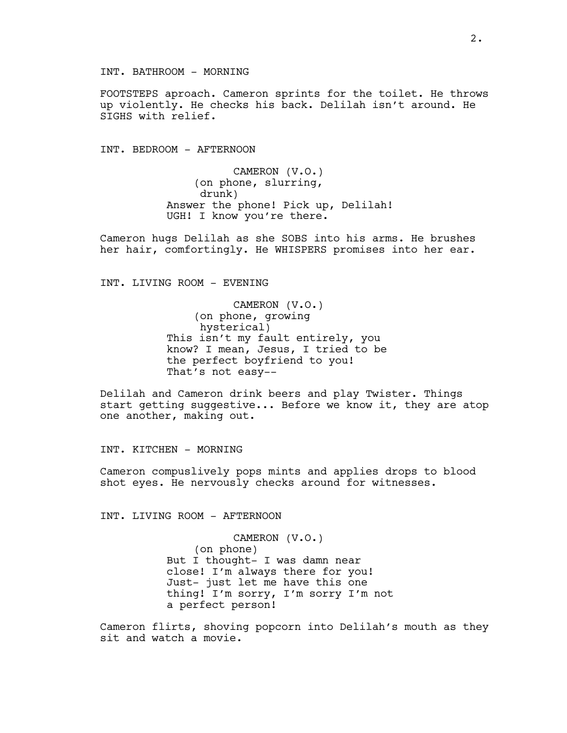INT. BATHROOM - MORNING

FOOTSTEPS aproach. Cameron sprints for the toilet. He throws up violently. He checks his back. Delilah isn't around. He SIGHS with relief.

INT. BEDROOM - AFTERNOON

CAMERON (V.O.)
(on phone, slurring, drunk)
Answer the phone! Pick up, Delilah! UGH! I know you're there.

Cameron hugs Delilah as she SOBS into his arms. He brushes her hair, comfortingly. He WHISPERS promises into her ear.

INT. LIVING ROOM - EVENING

CAMERON (V.O.)
(on phone, growing hysterical)
This isn't my fault entirely, you know? I mean, Jesus, I tried to be the perfect boyfriend to you! That's not easy--

Delilah and Cameron drink beers and play Twister. Things start getting suggestive... Before we know it, they are atop one another, making out.

INT. KITCHEN - MORNING

Cameron compuslively pops mints and applies drops to blood shot eyes. He nervously checks around for witnesses.

INT. LIVING ROOM - AFTERNOON

CAMERON (V.O.)
(on phone)
But I thought- I was damn near close! I'm always there for you! Just- just let me have this one thing! I'm sorry, I'm sorry I'm not a perfect person!

Cameron flirts, shoving popcorn into Delilah's mouth as they sit and watch a movie.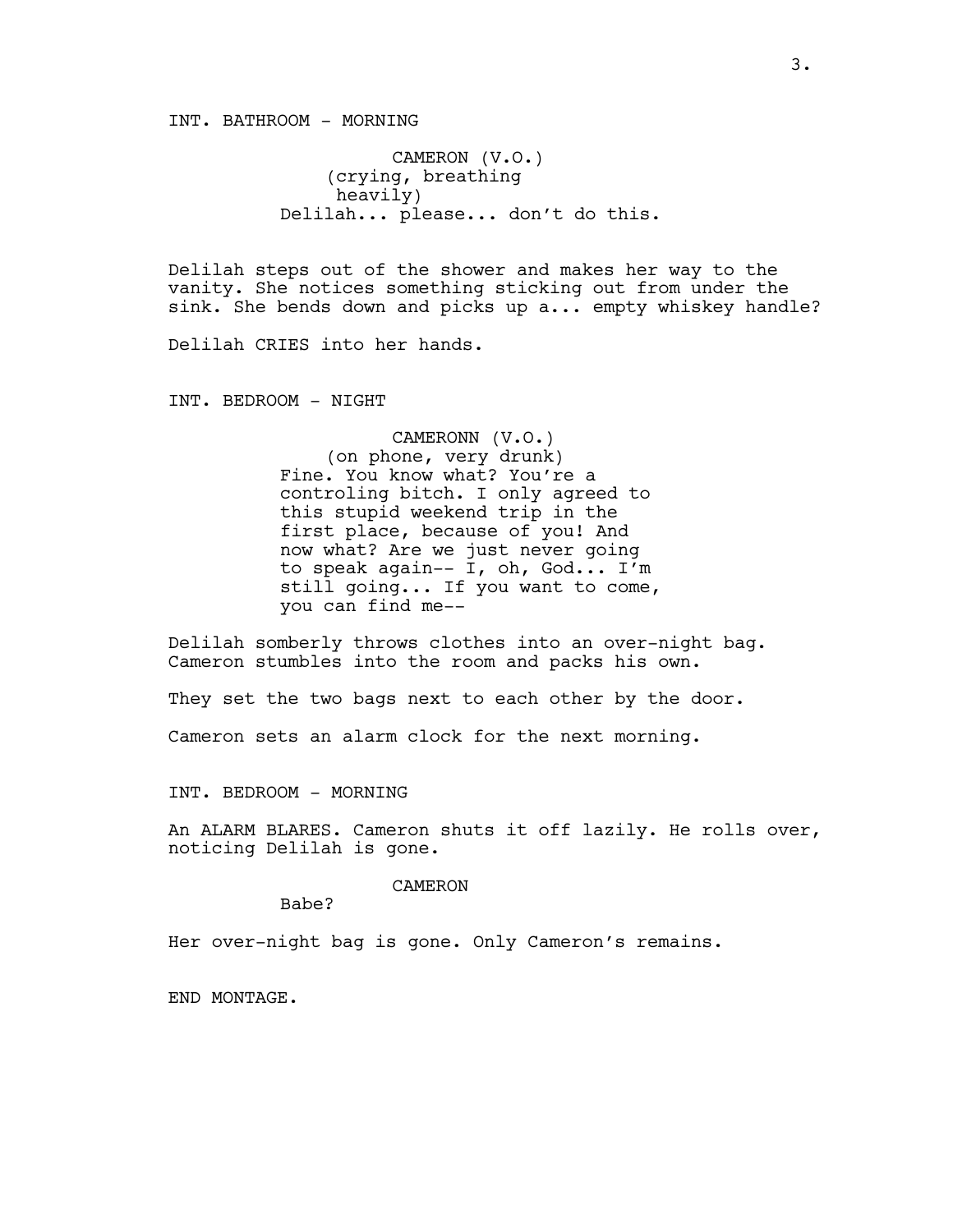INT. BATHROOM - MORNING

CAMERON (V.O.)
(crying, breathing heavily)
Delilah... please... don't do this.

Delilah steps out of the shower and makes her way to the vanity. She notices something sticking out from under the sink. She bends down and picks up a... empty whiskey handle?

Delilah CRIES into her hands.

INT. BEDROOM - NIGHT

CAMERONN (V.O.)
(on phone, very drunk)
Fine. You know what? You're a controling bitch. I only agreed to this stupid weekend trip in the first place, because of you! And now what? Are we just never going to speak again-- I, oh, God... I'm still going... If you want to come, you can find me--

Delilah somberly throws clothes into an over-night bag. Cameron stumbles into the room and packs his own.

They set the two bags next to each other by the door.

Cameron sets an alarm clock for the next morning.

INT. BEDROOM - MORNING

An ALARM BLARES. Cameron shuts it off lazily. He rolls over, noticing Delilah is gone.

CAMERON
Babe?

Her over-night bag is gone. Only Cameron's remains.

END MONTAGE.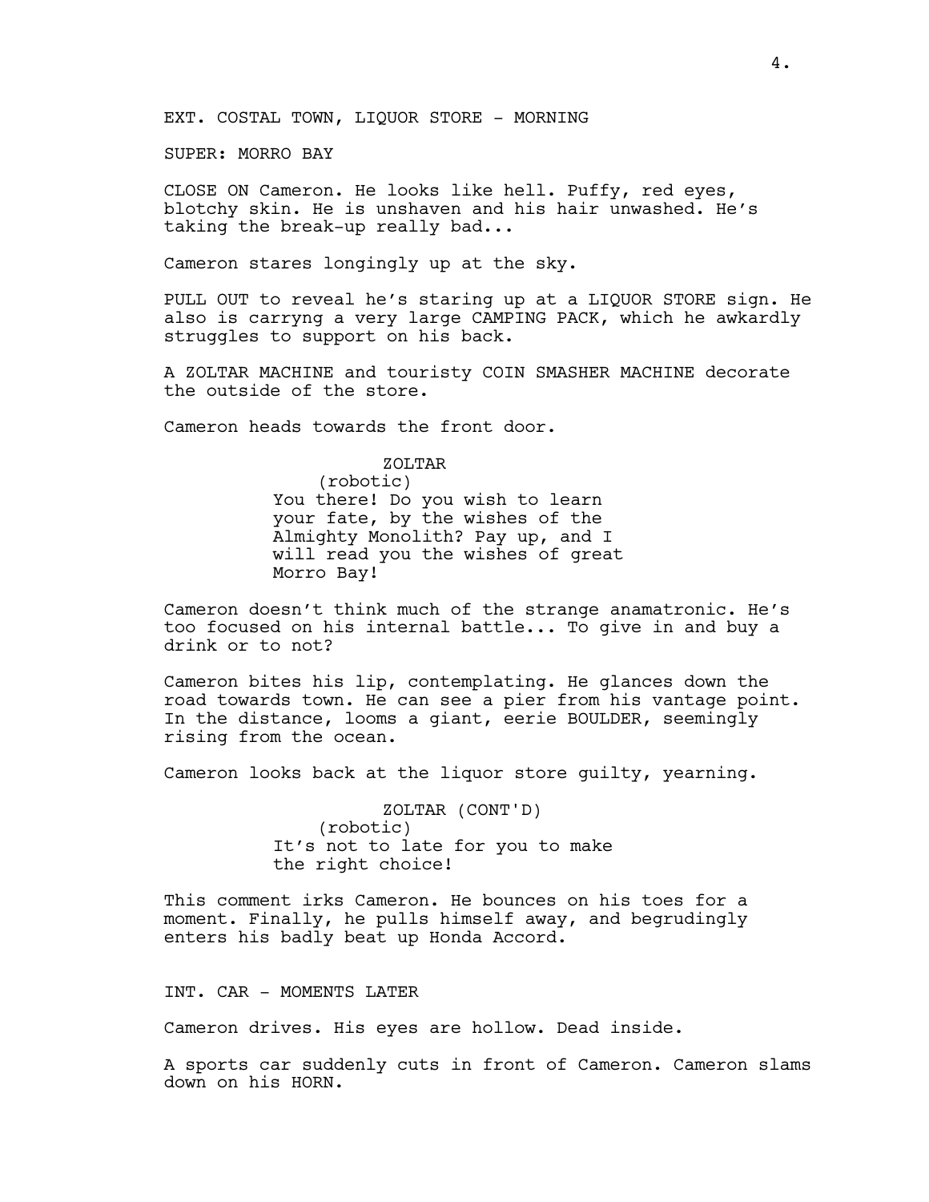EXT. COSTAL TOWN, LIQUOR STORE - MORNING

SUPER: MORRO BAY

CLOSE ON Cameron. He looks like hell. Puffy, red eyes, blotchy skin. He is unshaven and his hair unwashed. He's taking the break-up really bad...

Cameron stares longingly up at the sky.

PULL OUT to reveal he's staring up at a LIQUOR STORE sign. He also is carryng a very large CAMPING PACK, which he awkardly struggles to support on his back.

A ZOLTAR MACHINE and touristy COIN SMASHER MACHINE decorate the outside of the store.

Cameron heads towards the front door.

ZOLTAR
(robotic)
You there! Do you wish to learn your fate, by the wishes of the Almighty Monolith? Pay up, and I will read you the wishes of great Morro Bay!

Cameron doesn't think much of the strange anamatronic. He's too focused on his internal battle... To give in and buy a drink or to not?

Cameron bites his lip, contemplating. He glances down the road towards town. He can see a pier from his vantage point. In the distance, looms a giant, eerie BOULDER, seemingly rising from the ocean.

Cameron looks back at the liquor store guilty, yearning.

ZOLTAR (CONT'D)
(robotic)
It's not to late for you to make the right choice!

This comment irks Cameron. He bounces on his toes for a moment. Finally, he pulls himself away, and begrudingly enters his badly beat up Honda Accord.

INT. CAR - MOMENTS LATER

Cameron drives. His eyes are hollow. Dead inside.

A sports car suddenly cuts in front of Cameron. Cameron slams down on his HORN.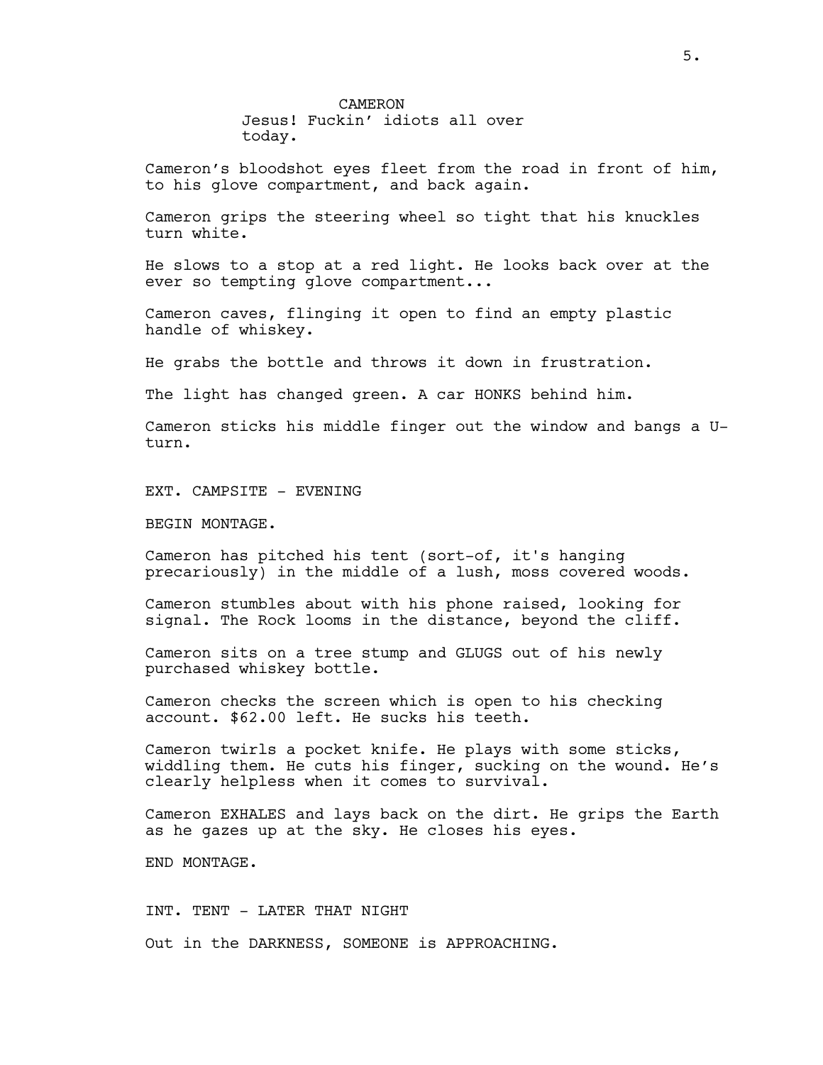CAMERON
Jesus! Fuckin' idiots all over today.

Cameron's bloodshot eyes fleet from the road in front of him, to his glove compartment, and back again.

Cameron grips the steering wheel so tight that his knuckles turn white.

He slows to a stop at a red light. He looks back over at the ever so tempting glove compartment...

Cameron caves, flinging it open to find an empty plastic handle of whiskey.

He grabs the bottle and throws it down in frustration.

The light has changed green. A car HONKS behind him.

Cameron sticks his middle finger out the window and bangs a U-turn.

EXT. CAMPSITE - EVENING

BEGIN MONTAGE.

Cameron has pitched his tent (sort-of, it's hanging precariously) in the middle of a lush, moss covered woods.

Cameron stumbles about with his phone raised, looking for signal. The Rock looms in the distance, beyond the cliff.

Cameron sits on a tree stump and GLUGS out of his newly purchased whiskey bottle.

Cameron checks the screen which is open to his checking account. $62.00 left. He sucks his teeth.

Cameron twirls a pocket knife. He plays with some sticks, widdling them. He cuts his finger, sucking on the wound. He's clearly helpless when it comes to survival.

Cameron EXHALES and lays back on the dirt. He grips the Earth as he gazes up at the sky. He closes his eyes.

END MONTAGE.

INT. TENT - LATER THAT NIGHT

Out in the DARKNESS, SOMEONE is APPROACHING.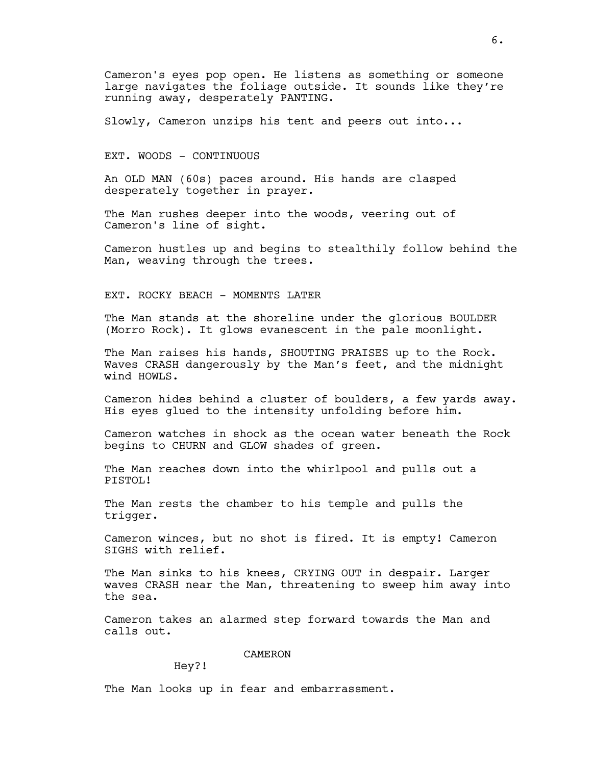Cameron's eyes pop open. He listens as something or someone large navigates the foliage outside. It sounds like they're running away, desperately PANTING.

Slowly, Cameron unzips his tent and peers out into...

EXT. WOODS - CONTINUOUS

An OLD MAN (60s) paces around. His hands are clasped desperately together in prayer.

The Man rushes deeper into the woods, veering out of Cameron's line of sight.

Cameron hustles up and begins to stealthily follow behind the Man, weaving through the trees.

EXT. ROCKY BEACH - MOMENTS LATER

The Man stands at the shoreline under the glorious BOULDER (Morro Rock). It glows evanescent in the pale moonlight.

The Man raises his hands, SHOUTING PRAISES up to the Rock. Waves CRASH dangerously by the Man's feet, and the midnight wind HOWLS.

Cameron hides behind a cluster of boulders, a few yards away. His eyes glued to the intensity unfolding before him.

Cameron watches in shock as the ocean water beneath the Rock begins to CHURN and GLOW shades of green.

The Man reaches down into the whirlpool and pulls out a PISTOL!

The Man rests the chamber to his temple and pulls the trigger.

Cameron winces, but no shot is fired. It is empty! Cameron SIGHS with relief.

The Man sinks to his knees, CRYING OUT in despair. Larger waves CRASH near the Man, threatening to sweep him away into the sea.

Cameron takes an alarmed step forward towards the Man and calls out.

CAMERON

Hey?!

The Man looks up in fear and embarrassment.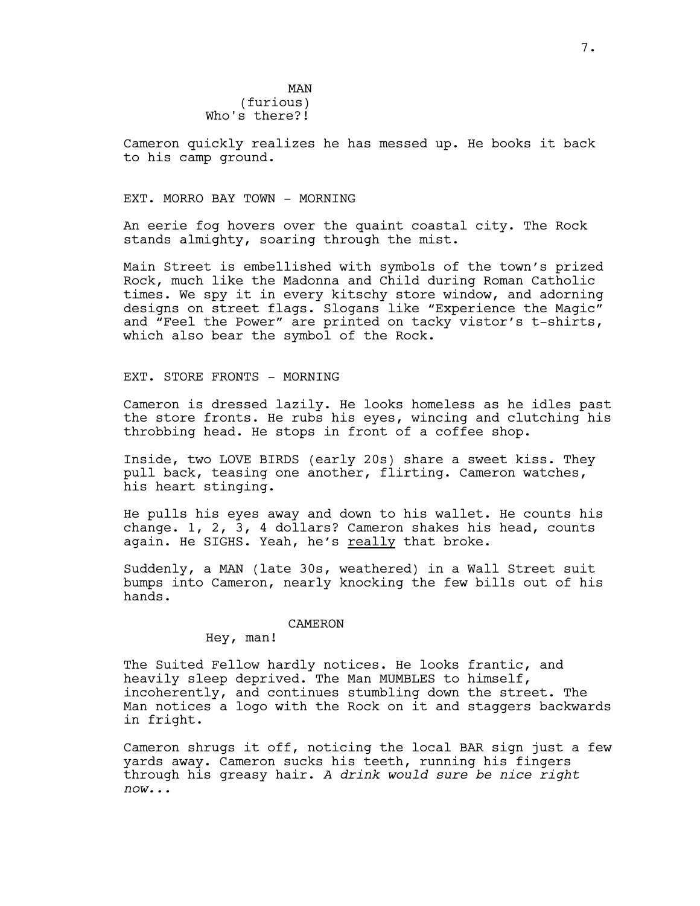MAN
(furious)
Who's there?!

Cameron quickly realizes he has messed up. He books it back to his camp ground.

EXT. MORRO BAY TOWN - MORNING

An eerie fog hovers over the quaint coastal city. The Rock stands almighty, soaring through the mist.

Main Street is embellished with symbols of the town's prized Rock, much like the Madonna and Child during Roman Catholic times. We spy it in every kitschy store window, and adorning designs on street flags. Slogans like "Experience the Magic" and "Feel the Power" are printed on tacky vistor's t-shirts, which also bear the symbol of the Rock.

EXT. STORE FRONTS - MORNING

Cameron is dressed lazily. He looks homeless as he idles past the store fronts. He rubs his eyes, wincing and clutching his throbbing head. He stops in front of a coffee shop.

Inside, two LOVE BIRDS (early 20s) share a sweet kiss. They pull back, teasing one another, flirting. Cameron watches, his heart stinging.

He pulls his eyes away and down to his wallet. He counts his change. 1, 2, 3, 4 dollars? Cameron shakes his head, counts again. He SIGHS. Yeah, he's <u>really</u> that broke.

Suddenly, a MAN (late 30s, weathered) in a Wall Street suit bumps into Cameron, nearly knocking the few bills out of his hands.

CAMERON
Hey, man!

The Suited Fellow hardly notices. He looks frantic, and heavily sleep deprived. The Man MUMBLES to himself, incoherently, and continues stumbling down the street. The Man notices a logo with the Rock on it and staggers backwards in fright.

Cameron shrugs it off, noticing the local BAR sign just a few yards away. Cameron sucks his teeth, running his fingers through his greasy hair. *A drink would sure be nice right now...*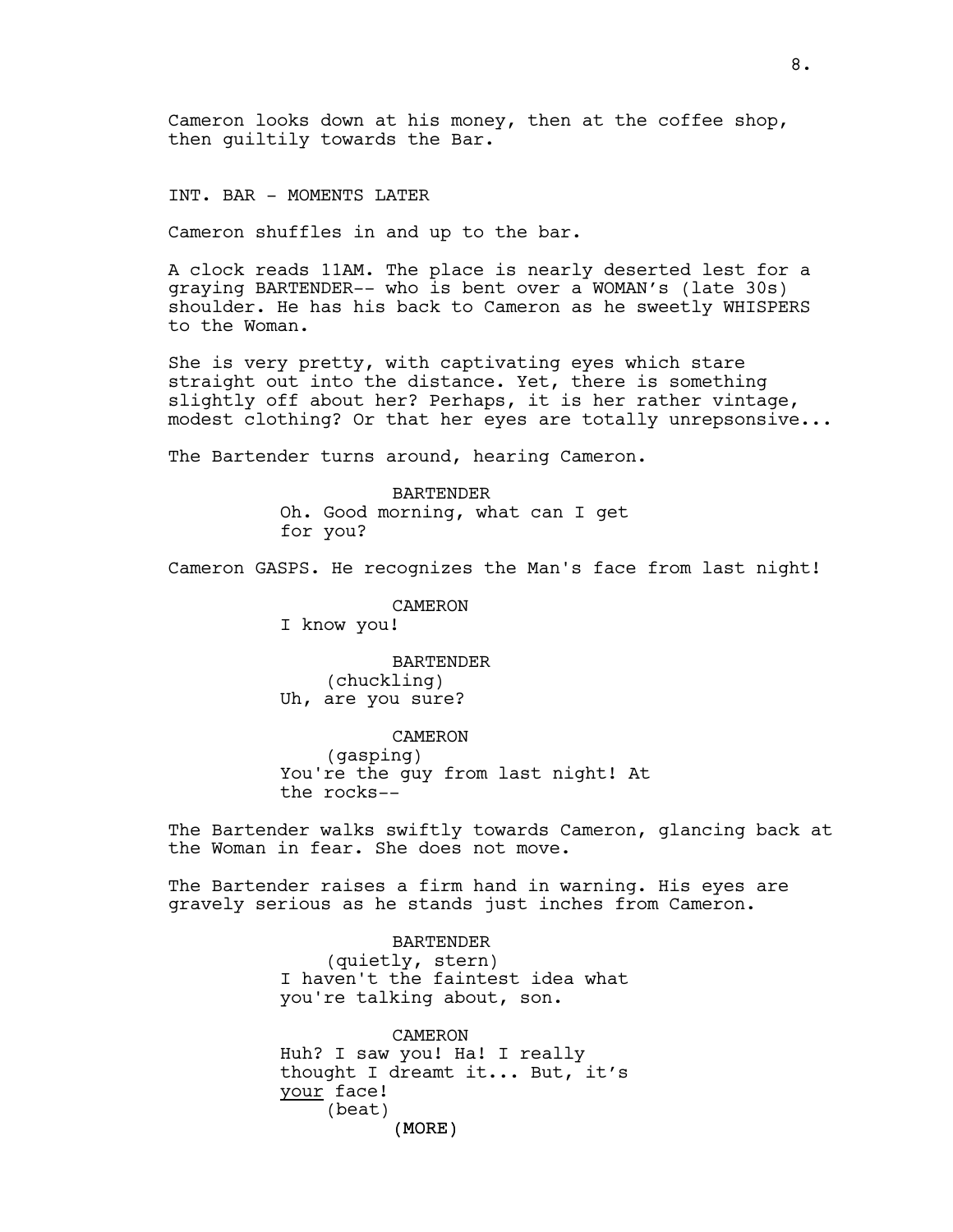Cameron looks down at his money, then at the coffee shop, then guiltily towards the Bar.

INT. BAR - MOMENTS LATER

Cameron shuffles in and up to the bar.

A clock reads 11AM. The place is nearly deserted lest for a graying BARTENDER-- who is bent over a WOMAN's (late 30s) shoulder. He has his back to Cameron as he sweetly WHISPERS to the Woman.

She is very pretty, with captivating eyes which stare straight out into the distance. Yet, there is something slightly off about her? Perhaps, it is her rather vintage, modest clothing? Or that her eyes are totally unrepsonsive...

The Bartender turns around, hearing Cameron.

BARTENDER
Oh. Good morning, what can I get for you?

Cameron GASPS. He recognizes the Man's face from last night!

CAMERON
I know you!

BARTENDER
(chuckling)
Uh, are you sure?

CAMERON
(gasping)
You're the guy from last night! At the rocks--

The Bartender walks swiftly towards Cameron, glancing back at the Woman in fear. She does not move.

The Bartender raises a firm hand in warning. His eyes are gravely serious as he stands just inches from Cameron.

BARTENDER
(quietly, stern)
I haven't the faintest idea what you're talking about, son.

CAMERON
Huh? I saw you! Ha! I really thought I dreamt it... But, it's <u>your</u> face!
(beat)
(MORE)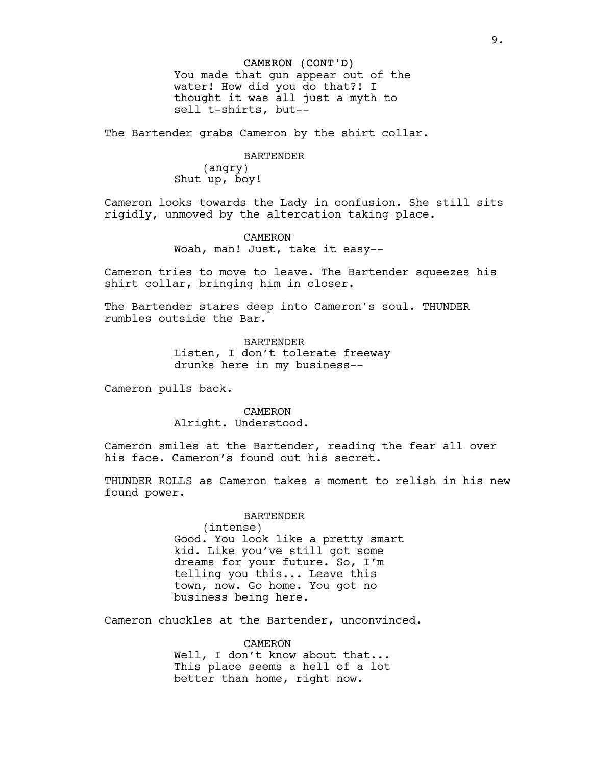CAMERON (CONT'D)
You made that gun appear out of the water! How did you do that?! I thought it was all just a myth to sell t-shirts, but--

The Bartender grabs Cameron by the shirt collar.

BARTENDER
(angry)
Shut up, boy!

Cameron looks towards the Lady in confusion. She still sits rigidly, unmoved by the altercation taking place.

CAMERON
Woah, man! Just, take it easy--

Cameron tries to move to leave. The Bartender squeezes his shirt collar, bringing him in closer.

The Bartender stares deep into Cameron's soul. THUNDER rumbles outside the Bar.

BARTENDER
Listen, I don't tolerate freeway drunks here in my business--

Cameron pulls back.

CAMERON
Alright. Understood.

Cameron smiles at the Bartender, reading the fear all over his face. Cameron's found out his secret.

THUNDER ROLLS as Cameron takes a moment to relish in his new found power.

BARTENDER
(intense)
Good. You look like a pretty smart kid. Like you've still got some dreams for your future. So, I'm telling you this... Leave this town, now. Go home. You got no business being here.

Cameron chuckles at the Bartender, unconvinced.

CAMERON
Well, I don't know about that... This place seems a hell of a lot better than home, right now.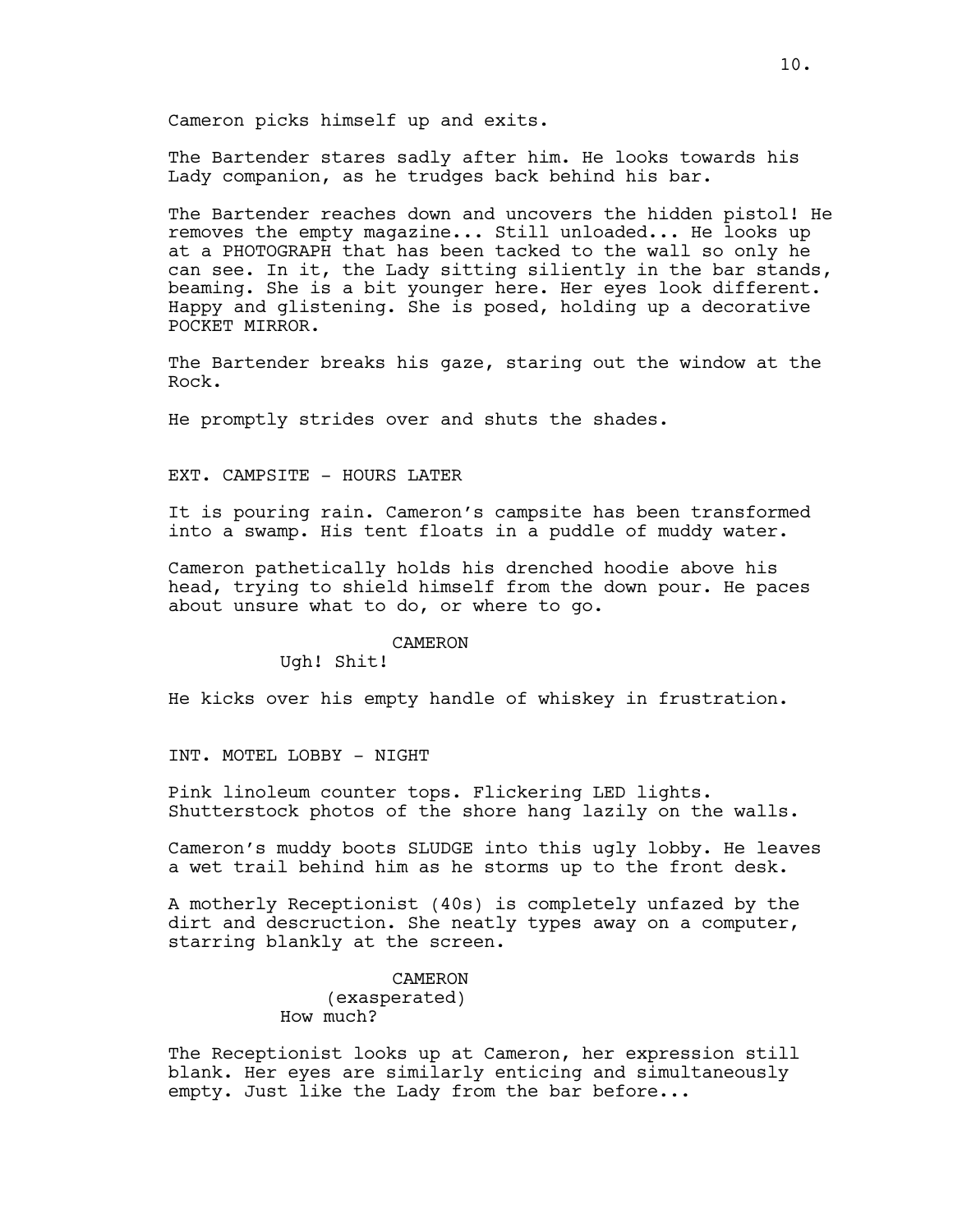Cameron picks himself up and exits.

The Bartender stares sadly after him. He looks towards his Lady companion, as he trudges back behind his bar.

The Bartender reaches down and uncovers the hidden pistol! He removes the empty magazine... Still unloaded... He looks up at a PHOTOGRAPH that has been tacked to the wall so only he can see. In it, the Lady sitting siliently in the bar stands, beaming. She is a bit younger here. Her eyes look different. Happy and glistening. She is posed, holding up a decorative POCKET MIRROR.

The Bartender breaks his gaze, staring out the window at the Rock.

He promptly strides over and shuts the shades.

EXT. CAMPSITE - HOURS LATER

It is pouring rain. Cameron's campsite has been transformed into a swamp. His tent floats in a puddle of muddy water.

Cameron pathetically holds his drenched hoodie above his head, trying to shield himself from the down pour. He paces about unsure what to do, or where to go.

CAMERON

Ugh! Shit!

He kicks over his empty handle of whiskey in frustration.

INT. MOTEL LOBBY - NIGHT

Pink linoleum counter tops. Flickering LED lights. Shutterstock photos of the shore hang lazily on the walls.

Cameron's muddy boots SLUDGE into this ugly lobby. He leaves a wet trail behind him as he storms up to the front desk.

A motherly Receptionist (40s) is completely unfazed by the dirt and descruction. She neatly types away on a computer, starring blankly at the screen.

CAMERON

(exasperated)

How much?

The Receptionist looks up at Cameron, her expression still blank. Her eyes are similarly enticing and simultaneously empty. Just like the Lady from the bar before...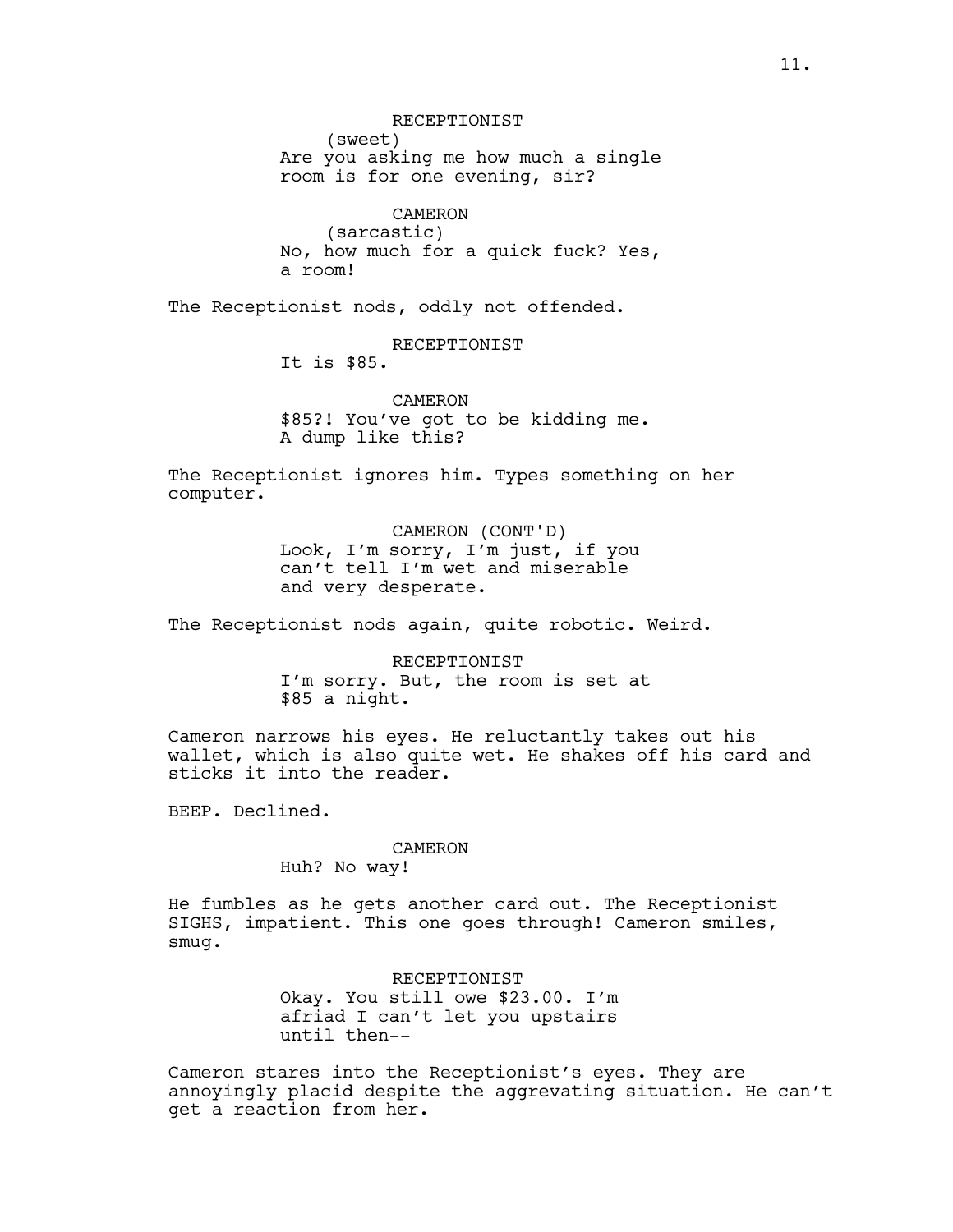RECEPTIONIST
(sweet)
Are you asking me how much a single room is for one evening, sir?

CAMERON
(sarcastic)
No, how much for a quick fuck? Yes, a room!

The Receptionist nods, oddly not offended.

RECEPTIONIST
It is $85.

CAMERON
$85?! You've got to be kidding me. A dump like this?

The Receptionist ignores him. Types something on her computer.

CAMERON (CONT'D)
Look, I'm sorry, I'm just, if you can't tell I'm wet and miserable and very desperate.

The Receptionist nods again, quite robotic. Weird.

RECEPTIONIST
I'm sorry. But, the room is set at $85 a night.

Cameron narrows his eyes. He reluctantly takes out his wallet, which is also quite wet. He shakes off his card and sticks it into the reader.

BEEP. Declined.

CAMERON
Huh? No way!

He fumbles as he gets another card out. The Receptionist SIGHS, impatient. This one goes through! Cameron smiles, smug.

RECEPTIONIST
Okay. You still owe $23.00. I'm afriad I can't let you upstairs until then--

Cameron stares into the Receptionist's eyes. They are annoyingly placid despite the aggrevating situation. He can't get a reaction from her.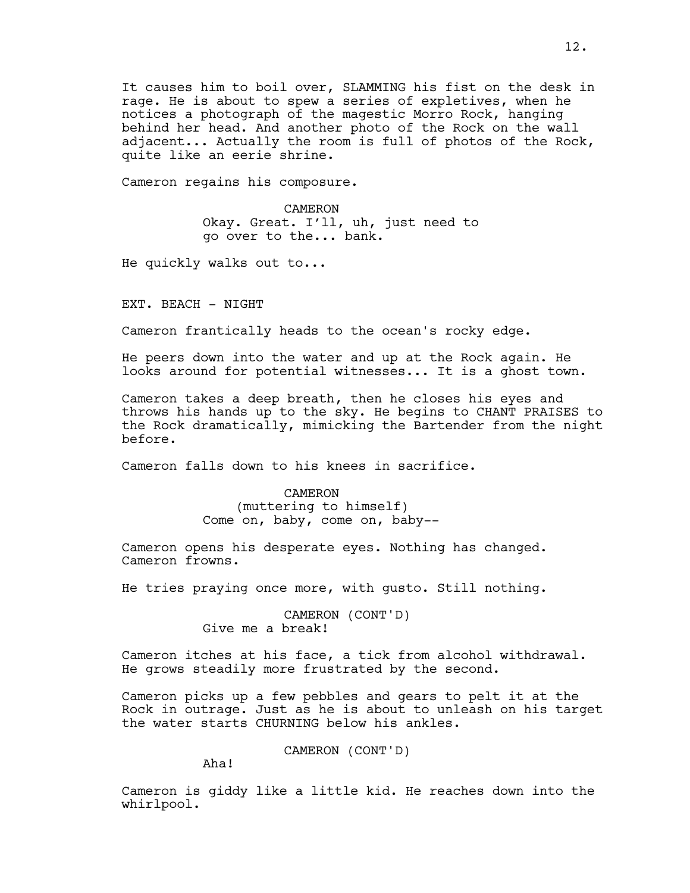It causes him to boil over, SLAMMING his fist on the desk in rage. He is about to spew a series of expletives, when he notices a photograph of the magestic Morro Rock, hanging behind her head. And another photo of the Rock on the wall adjacent... Actually the room is full of photos of the Rock, quite like an eerie shrine.

Cameron regains his composure.

CAMERON
Okay. Great. I'll, uh, just need to go over to the... bank.

He quickly walks out to...

EXT. BEACH - NIGHT

Cameron frantically heads to the ocean's rocky edge.

He peers down into the water and up at the Rock again. He looks around for potential witnesses... It is a ghost town.

Cameron takes a deep breath, then he closes his eyes and throws his hands up to the sky. He begins to CHANT PRAISES to the Rock dramatically, mimicking the Bartender from the night before.

Cameron falls down to his knees in sacrifice.

CAMERON
(muttering to himself)
Come on, baby, come on, baby--

Cameron opens his desperate eyes. Nothing has changed. Cameron frowns.

He tries praying once more, with gusto. Still nothing.

CAMERON (CONT'D)
Give me a break!

Cameron itches at his face, a tick from alcohol withdrawal. He grows steadily more frustrated by the second.

Cameron picks up a few pebbles and gears to pelt it at the Rock in outrage. Just as he is about to unleash on his target the water starts CHURNING below his ankles.

CAMERON (CONT'D)
Aha!

Cameron is giddy like a little kid. He reaches down into the whirlpool.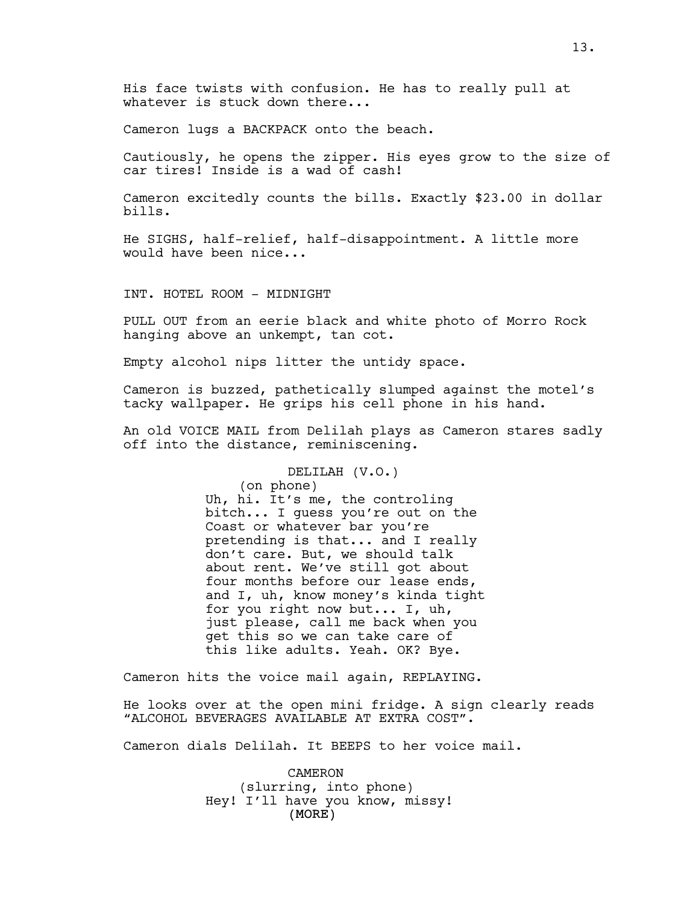His face twists with confusion. He has to really pull at whatever is stuck down there...

Cameron lugs a BACKPACK onto the beach.

Cautiously, he opens the zipper. His eyes grow to the size of car tires! Inside is a wad of cash!

Cameron excitedly counts the bills. Exactly $23.00 in dollar bills.

He SIGHS, half-relief, half-disappointment. A little more would have been nice...

INT. HOTEL ROOM - MIDNIGHT

PULL OUT from an eerie black and white photo of Morro Rock hanging above an unkempt, tan cot.

Empty alcohol nips litter the untidy space.

Cameron is buzzed, pathetically slumped against the motel's tacky wallpaper. He grips his cell phone in his hand.

An old VOICE MAIL from Delilah plays as Cameron stares sadly off into the distance, reminiscening.

DELILAH (V.O.)
(on phone)
Uh, hi. It's me, the controling bitch... I guess you're out on the Coast or whatever bar you're pretending is that... and I really don't care. But, we should talk about rent. We've still got about four months before our lease ends, and I, uh, know money's kinda tight for you right now but... I, uh, just please, call me back when you get this so we can take care of this like adults. Yeah. OK? Bye.

Cameron hits the voice mail again, REPLAYING.

He looks over at the open mini fridge. A sign clearly reads "ALCOHOL BEVERAGES AVAILABLE AT EXTRA COST".

Cameron dials Delilah. It BEEPS to her voice mail.

CAMERON
(slurring, into phone)
Hey! I'll have you know, missy!
(MORE)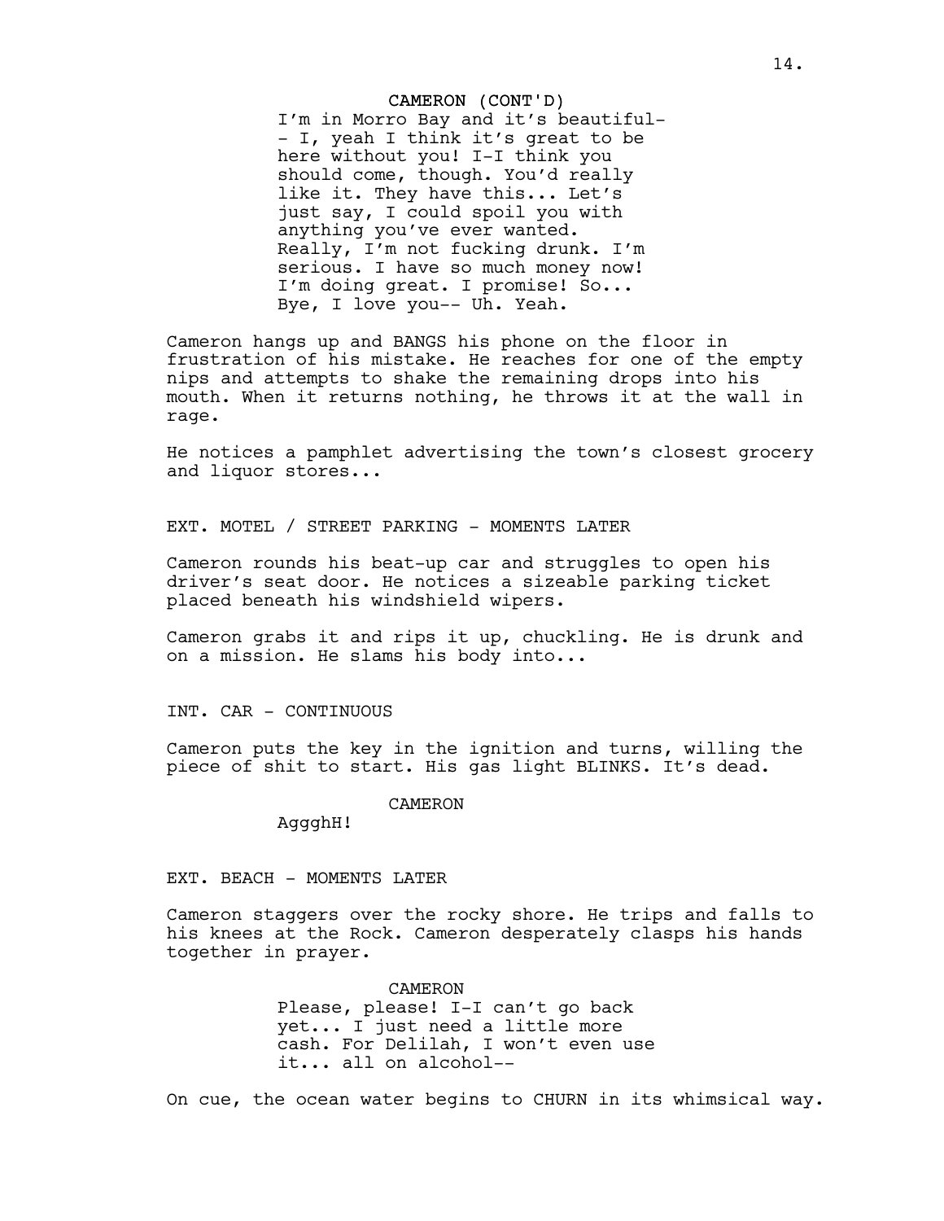CAMERON (CONT'D)
I'm in Morro Bay and it's beautiful-
- I, yeah I think it's great to be
here without you! I-I think you
should come, though. You'd really
like it. They have this... Let's
just say, I could spoil you with
anything you've ever wanted.
Really, I'm not fucking drunk. I'm
serious. I have so much money now!
I'm doing great. I promise! So...
Bye, I love you-- Uh. Yeah.

Cameron hangs up and BANGS his phone on the floor in frustration of his mistake. He reaches for one of the empty nips and attempts to shake the remaining drops into his mouth. When it returns nothing, he throws it at the wall in rage.

He notices a pamphlet advertising the town's closest grocery and liquor stores...

EXT. MOTEL / STREET PARKING - MOMENTS LATER

Cameron rounds his beat-up car and struggles to open his driver's seat door. He notices a sizeable parking ticket placed beneath his windshield wipers.

Cameron grabs it and rips it up, chuckling. He is drunk and on a mission. He slams his body into...

INT. CAR - CONTINUOUS

Cameron puts the key in the ignition and turns, willing the piece of shit to start. His gas light BLINKS. It's dead.

CAMERON
AggghH!

EXT. BEACH - MOMENTS LATER

Cameron staggers over the rocky shore. He trips and falls to his knees at the Rock. Cameron desperately clasps his hands together in prayer.

CAMERON
Please, please! I-I can't go back
yet... I just need a little more
cash. For Delilah, I won't even use
it... all on alcohol--

On cue, the ocean water begins to CHURN in its whimsical way.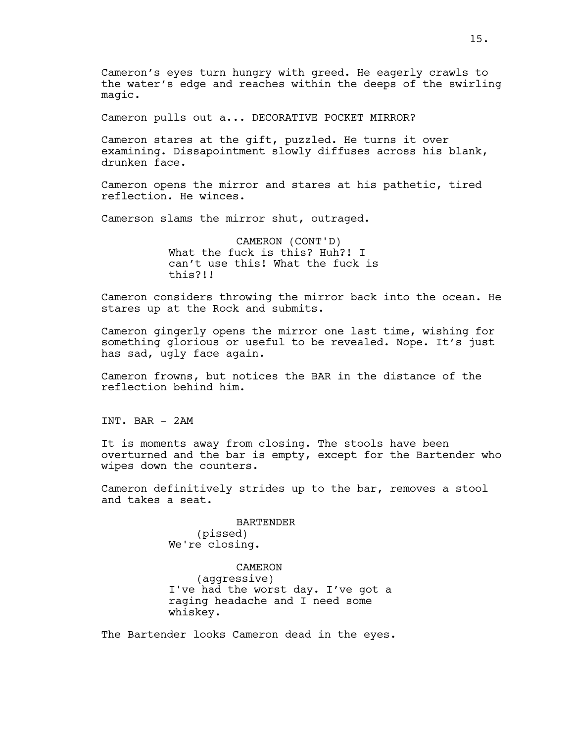Cameron's eyes turn hungry with greed. He eagerly crawls to the water's edge and reaches within the deeps of the swirling magic.

Cameron pulls out a... DECORATIVE POCKET MIRROR?

Cameron stares at the gift, puzzled. He turns it over examining. Dissapointment slowly diffuses across his blank, drunken face.

Cameron opens the mirror and stares at his pathetic, tired reflection. He winces.

Camerson slams the mirror shut, outraged.

CAMERON (CONT'D)
What the fuck is this? Huh?! I can't use this! What the fuck is this?!!

Cameron considers throwing the mirror back into the ocean. He stares up at the Rock and submits.

Cameron gingerly opens the mirror one last time, wishing for something glorious or useful to be revealed. Nope. It's just has sad, ugly face again.

Cameron frowns, but notices the BAR in the distance of the reflection behind him.

INT. BAR - 2AM

It is moments away from closing. The stools have been overturned and the bar is empty, except for the Bartender who wipes down the counters.

Cameron definitively strides up to the bar, removes a stool and takes a seat.

BARTENDER
(pissed)
We're closing.

CAMERON
(aggressive)
I've had the worst day. I've got a raging headache and I need some whiskey.

The Bartender looks Cameron dead in the eyes.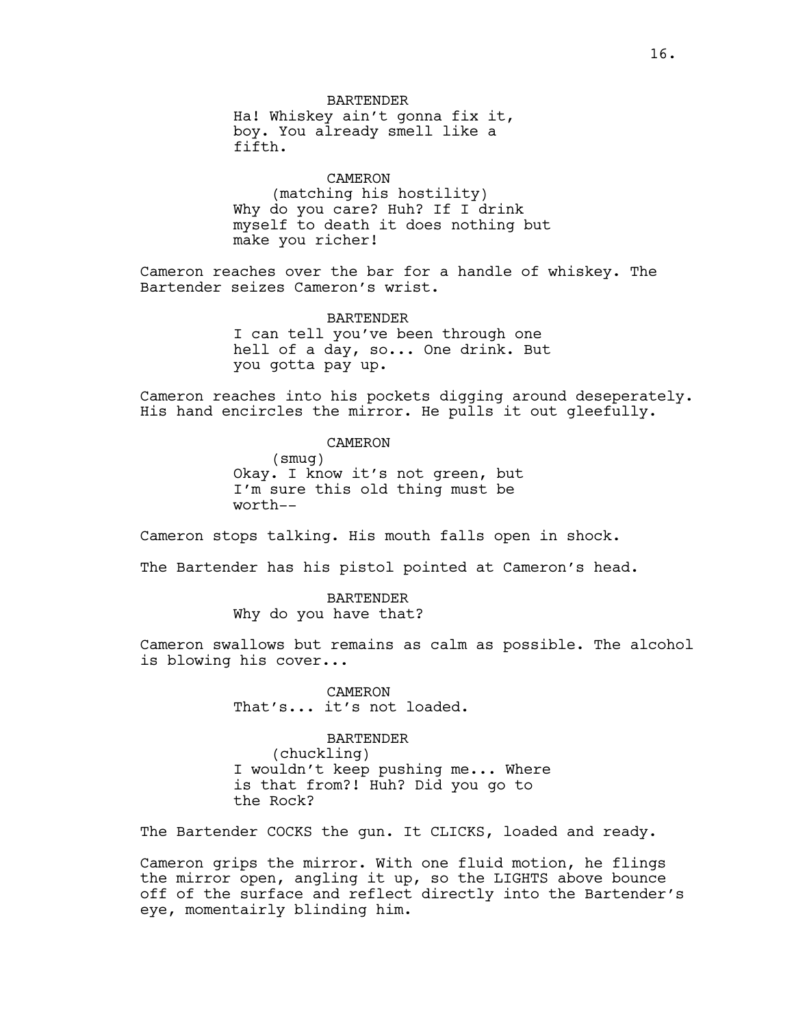BARTENDER
Ha! Whiskey ain't gonna fix it, boy. You already smell like a fifth.

CAMERON
(matching his hostility)
Why do you care? Huh? If I drink myself to death it does nothing but make you richer!

Cameron reaches over the bar for a handle of whiskey. The Bartender seizes Cameron's wrist.

BARTENDER
I can tell you've been through one hell of a day, so... One drink. But you gotta pay up.

Cameron reaches into his pockets digging around deseperately. His hand encircles the mirror. He pulls it out gleefully.

CAMERON
(smug)
Okay. I know it's not green, but I'm sure this old thing must be worth--

Cameron stops talking. His mouth falls open in shock.

The Bartender has his pistol pointed at Cameron's head.

BARTENDER
Why do you have that?

Cameron swallows but remains as calm as possible. The alcohol is blowing his cover...

CAMERON
That's... it's not loaded.

BARTENDER
(chuckling)
I wouldn't keep pushing me... Where is that from?! Huh? Did you go to the Rock?

The Bartender COCKS the gun. It CLICKS, loaded and ready.

Cameron grips the mirror. With one fluid motion, he flings the mirror open, angling it up, so the LIGHTS above bounce off of the surface and reflect directly into the Bartender's eye, momentarily blinding him.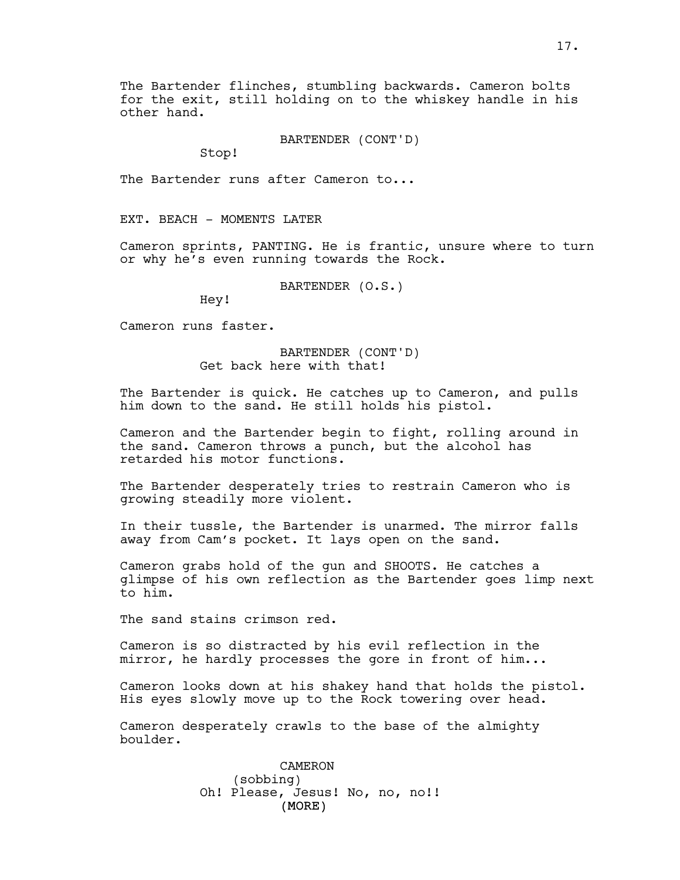The Bartender flinches, stumbling backwards. Cameron bolts for the exit, still holding on to the whiskey handle in his other hand.

BARTENDER (CONT'D)
Stop!

The Bartender runs after Cameron to...

EXT. BEACH - MOMENTS LATER

Cameron sprints, PANTING. He is frantic, unsure where to turn or why he's even running towards the Rock.

BARTENDER (O.S.)
Hey!

Cameron runs faster.

BARTENDER (CONT'D)
Get back here with that!

The Bartender is quick. He catches up to Cameron, and pulls him down to the sand. He still holds his pistol.

Cameron and the Bartender begin to fight, rolling around in the sand. Cameron throws a punch, but the alcohol has retarded his motor functions.

The Bartender desperately tries to restrain Cameron who is growing steadily more violent.

In their tussle, the Bartender is unarmed. The mirror falls away from Cam's pocket. It lays open on the sand.

Cameron grabs hold of the gun and SHOOTS. He catches a glimpse of his own reflection as the Bartender goes limp next to him.

The sand stains crimson red.

Cameron is so distracted by his evil reflection in the mirror, he hardly processes the gore in front of him...

Cameron looks down at his shakey hand that holds the pistol. His eyes slowly move up to the Rock towering over head.

Cameron desperately crawls to the base of the almighty boulder.

CAMERON
(sobbing)
Oh! Please, Jesus! No, no, no!!
(MORE)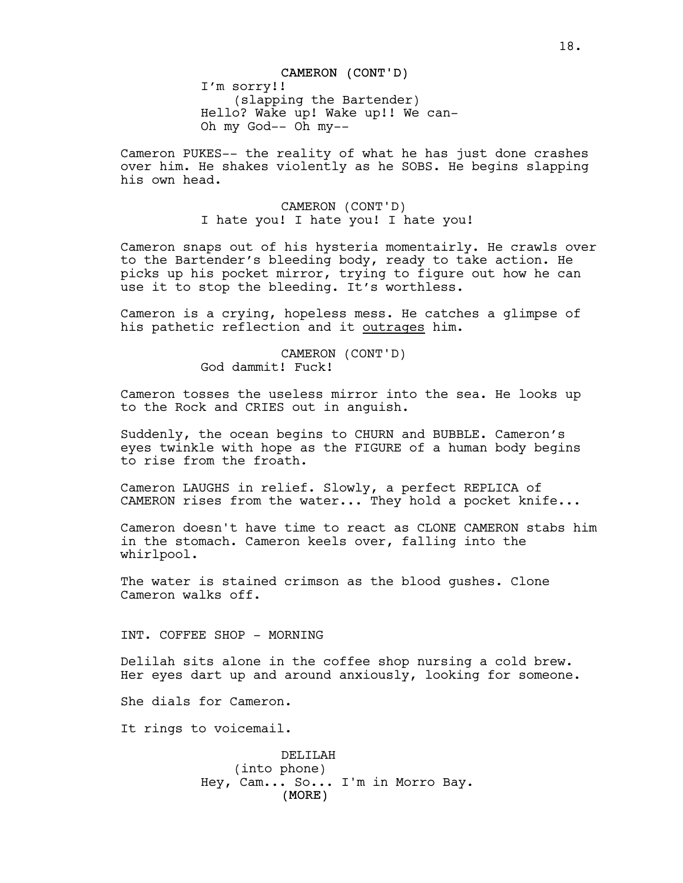CAMERON (CONT'D)
I'm sorry!!
(slapping the Bartender)
Hello? Wake up! Wake up!! We can-
Oh my God-- Oh my--

Cameron PUKES-- the reality of what he has just done crashes over him. He shakes violently as he SOBS. He begins slapping his own head.

CAMERON (CONT'D)
I hate you! I hate you! I hate you!

Cameron snaps out of his hysteria momentairly. He crawls over to the Bartender's bleeding body, ready to take action. He picks up his pocket mirror, trying to figure out how he can use it to stop the bleeding. It's worthless.

Cameron is a crying, hopeless mess. He catches a glimpse of his pathetic reflection and it <u>outrages</u> him.

CAMERON (CONT'D)
God dammit! Fuck!

Cameron tosses the useless mirror into the sea. He looks up to the Rock and CRIES out in anguish.

Suddenly, the ocean begins to CHURN and BUBBLE. Cameron's eyes twinkle with hope as the FIGURE of a human body begins to rise from the froath.

Cameron LAUGHS in relief. Slowly, a perfect REPLICA of CAMERON rises from the water... They hold a pocket knife...

Cameron doesn't have time to react as CLONE CAMERON stabs him in the stomach. Cameron keels over, falling into the whirlpool.

The water is stained crimson as the blood gushes. Clone Cameron walks off.

INT. COFFEE SHOP - MORNING

Delilah sits alone in the coffee shop nursing a cold brew. Her eyes dart up and around anxiously, looking for someone.

She dials for Cameron.

It rings to voicemail.

DELILAH
(into phone)
Hey, Cam... So... I'm in Morro Bay.
(MORE)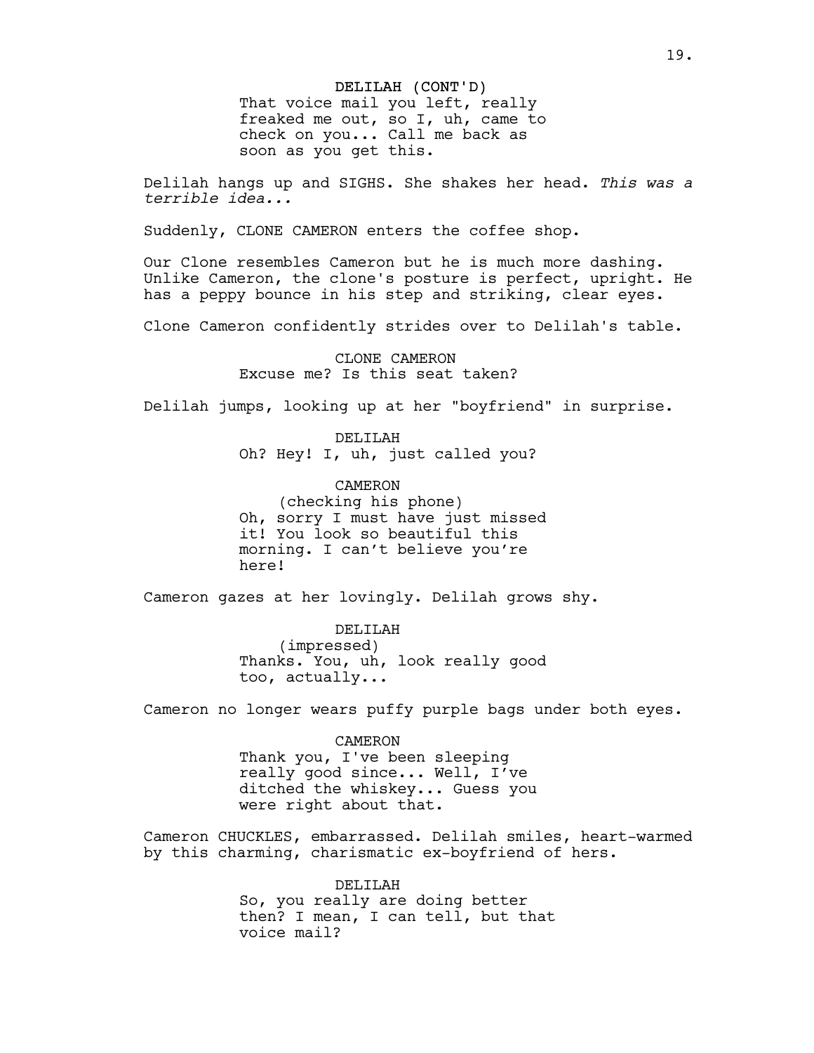DELILAH (CONT'D)
That voice mail you left, really freaked me out, so I, uh, came to check on you... Call me back as soon as you get this.

Delilah hangs up and SIGHS. She shakes her head. *This was a terrible idea...*

Suddenly, CLONE CAMERON enters the coffee shop.

Our Clone resembles Cameron but he is much more dashing. Unlike Cameron, the clone's posture is perfect, upright. He has a peppy bounce in his step and striking, clear eyes.

Clone Cameron confidently strides over to Delilah's table.

CLONE CAMERON
Excuse me? Is this seat taken?

Delilah jumps, looking up at her "boyfriend" in surprise.

DELILAH
Oh? Hey! I, uh, just called you?

CAMERON
(checking his phone)
Oh, sorry I must have just missed it! You look so beautiful this morning. I can't believe you're here!

Cameron gazes at her lovingly. Delilah grows shy.

DELILAH
(impressed)
Thanks. You, uh, look really good too, actually...

Cameron no longer wears puffy purple bags under both eyes.

CAMERON
Thank you, I've been sleeping really good since... Well, I've ditched the whiskey... Guess you were right about that.

Cameron CHUCKLES, embarrassed. Delilah smiles, heart-warmed by this charming, charismatic ex-boyfriend of hers.

DELILAH
So, you really are doing better then? I mean, I can tell, but that voice mail?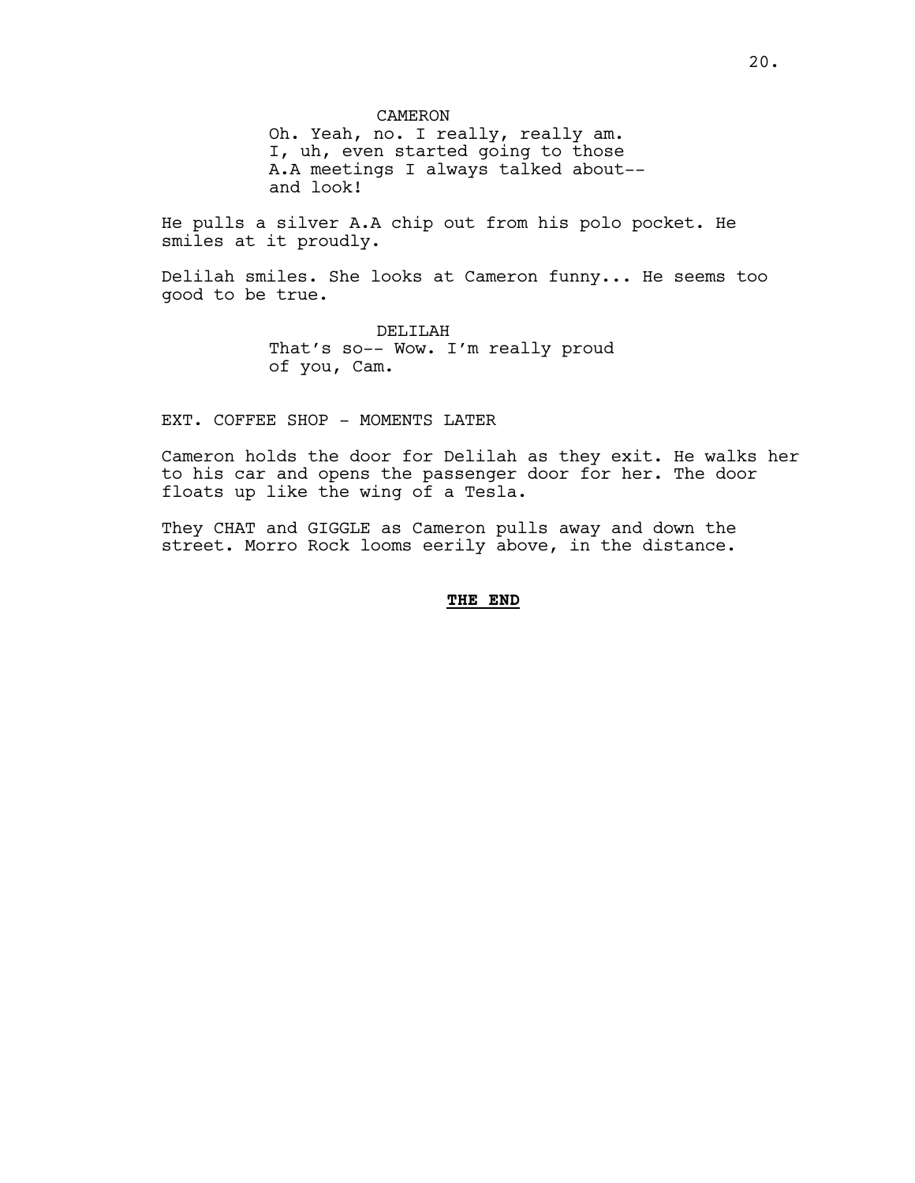CAMERON

Oh. Yeah, no. I really, really am. I, uh, even started going to those A.A meetings I always talked about-- and look!

He pulls a silver A.A chip out from his polo pocket. He smiles at it proudly.

Delilah smiles. She looks at Cameron funny... He seems too good to be true.

DELILAH

That's so-- Wow. I'm really proud of you, Cam.

EXT. COFFEE SHOP - MOMENTS LATER

Cameron holds the door for Delilah as they exit. He walks her to his car and opens the passenger door for her. The door floats up like the wing of a Tesla.

They CHAT and GIGGLE as Cameron pulls away and down the street. Morro Rock looms eerily above, in the distance.

**THE END**